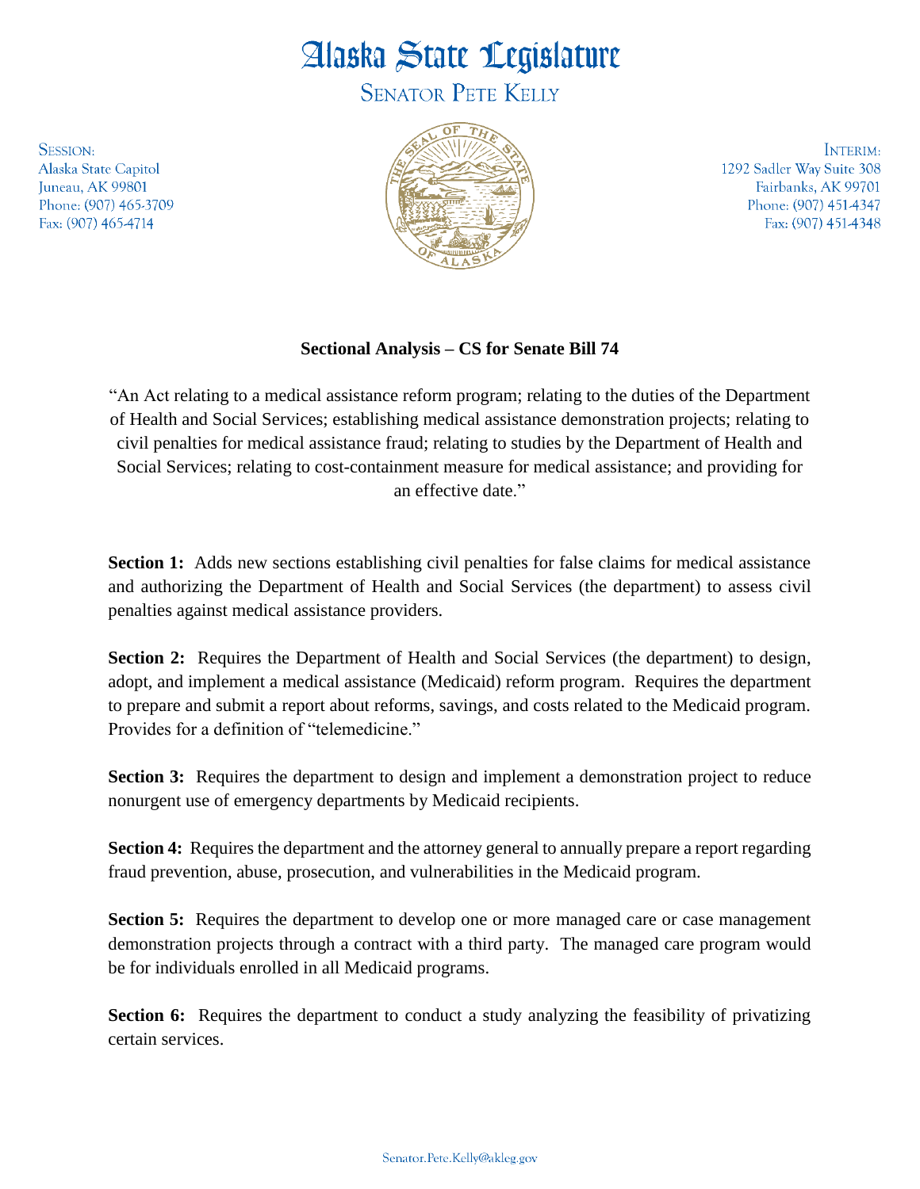# Alaska State Legislature

## Senator Pete Kelly

Session:
Alaska State Capitol
Juneau, AK 99801
Phone: (907) 465-3709
Fax: (907) 465-4714

Interim:
1292 Sadler Way Suite 308
Fairbanks, AK 99701
Phone: (907) 451-4347
Fax: (907) 451-4348

### Sectional Analysis – CS for Senate Bill 74

"An Act relating to a medical assistance reform program; relating to the duties of the Department of Health and Social Services; establishing medical assistance demonstration projects; relating to civil penalties for medical assistance fraud; relating to studies by the Department of Health and Social Services; relating to cost-containment measure for medical assistance; and providing for an effective date."

**Section 1:** Adds new sections establishing civil penalties for false claims for medical assistance and authorizing the Department of Health and Social Services (the department) to assess civil penalties against medical assistance providers.

**Section 2:** Requires the Department of Health and Social Services (the department) to design, adopt, and implement a medical assistance (Medicaid) reform program. Requires the department to prepare and submit a report about reforms, savings, and costs related to the Medicaid program. Provides for a definition of "telemedicine."

**Section 3:** Requires the department to design and implement a demonstration project to reduce nonurgent use of emergency departments by Medicaid recipients.

**Section 4:** Requires the department and the attorney general to annually prepare a report regarding fraud prevention, abuse, prosecution, and vulnerabilities in the Medicaid program.

**Section 5:** Requires the department to develop one or more managed care or case management demonstration projects through a contract with a third party. The managed care program would be for individuals enrolled in all Medicaid programs.

**Section 6:** Requires the department to conduct a study analyzing the feasibility of privatizing certain services.

Senator.Pete.Kelly@akleg.gov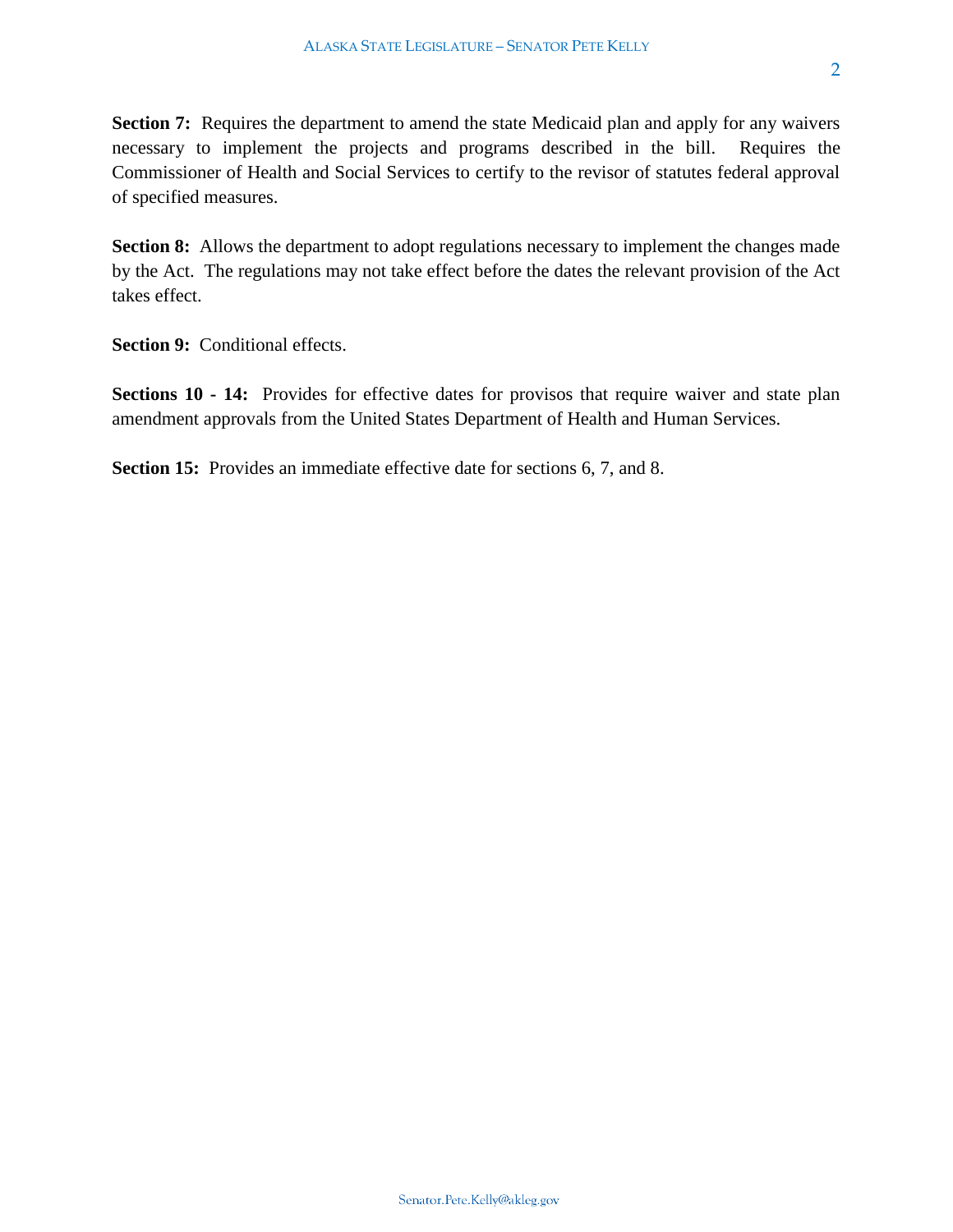**Section 7:** Requires the department to amend the state Medicaid plan and apply for any waivers necessary to implement the projects and programs described in the bill. Requires the Commissioner of Health and Social Services to certify to the revisor of statutes federal approval of specified measures.

**Section 8:** Allows the department to adopt regulations necessary to implement the changes made by the Act. The regulations may not take effect before the dates the relevant provision of the Act takes effect.

**Section 9:** Conditional effects.

**Sections 10 - 14:** Provides for effective dates for provisos that require waiver and state plan amendment approvals from the United States Department of Health and Human Services.

**Section 15:** Provides an immediate effective date for sections 6, 7, and 8.